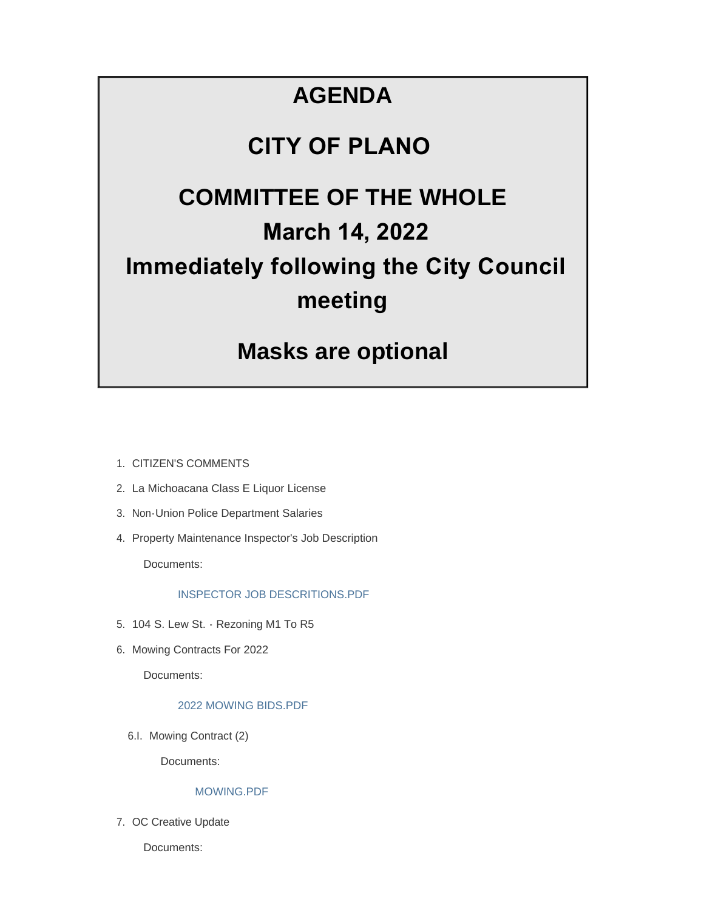# AGENDA

# CITY OF PLANO

# COMMITTEE OF THE WHOLE

# March 14, 2022

# Immediately following the City Council meeting

# Masks are optional

1. CITIZEN'S COMMENTS
2. La Michoacana Class E Liquor License
3. Non-Union Police Department Salaries
4. Property Maintenance Inspector's Job Description

   Documents:

   INSPECTOR JOB DESCRITIONS.PDF

5. 104 S. Lew St. - Rezoning M1 To R5
6. Mowing Contracts For 2022

   Documents:

   2022 MOWING BIDS.PDF

   6.I. Mowing Contract (2)

   Documents:

   MOWING.PDF

7. OC Creative Update

   Documents: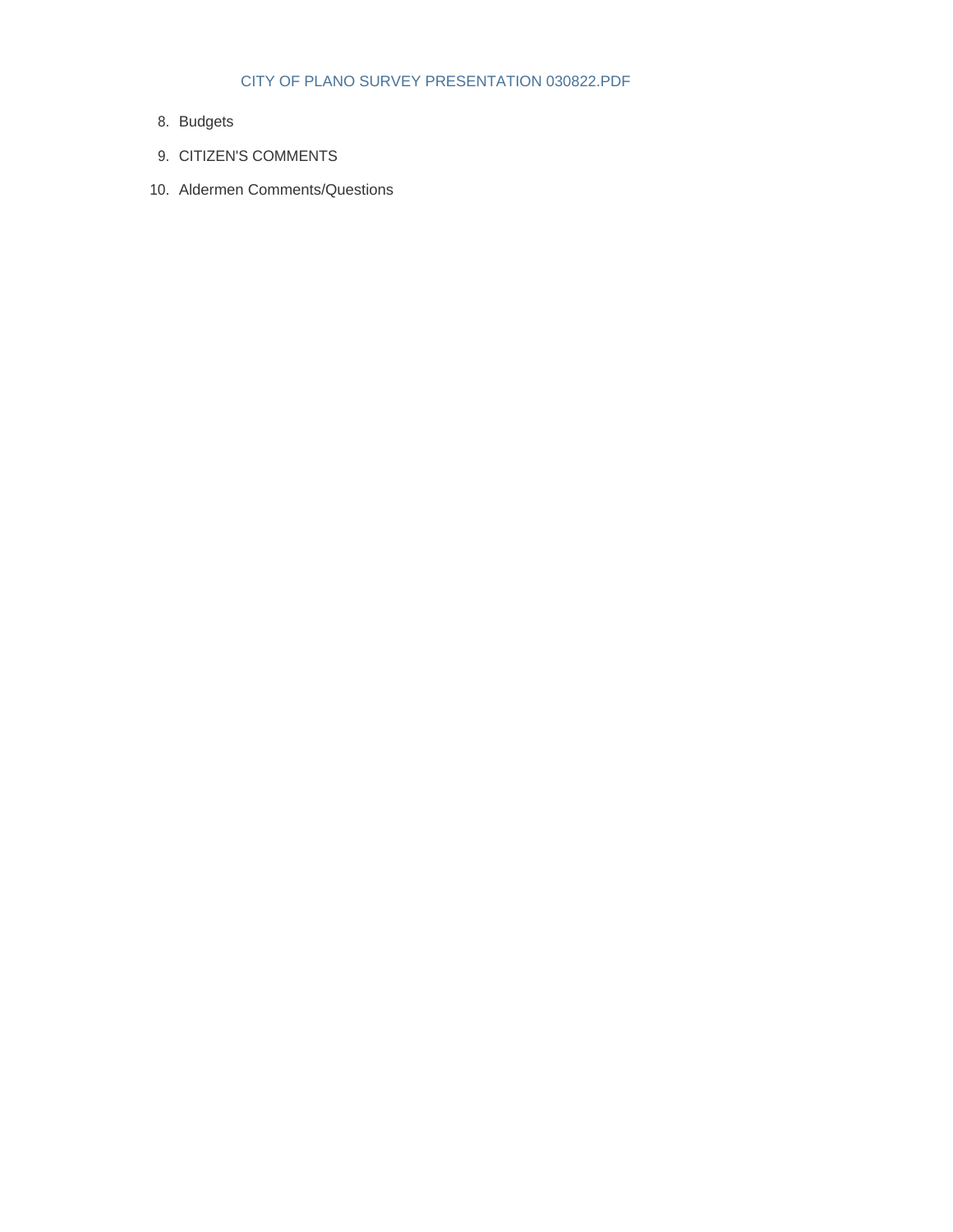CITY OF PLANO SURVEY PRESENTATION 030822.PDF

8. Budgets
9. CITIZEN'S COMMENTS
10. Aldermen Comments/Questions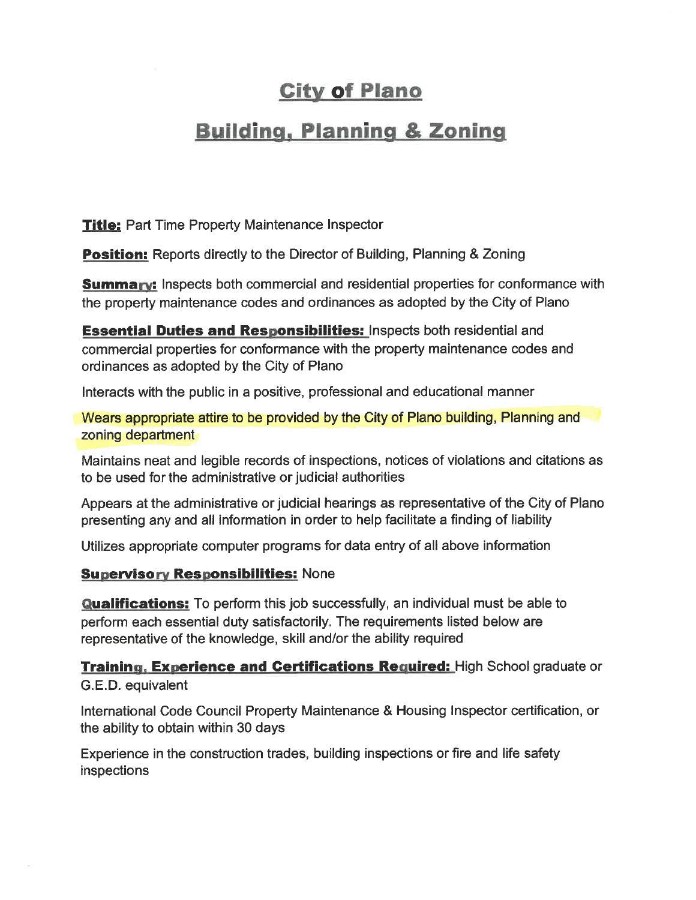# City of Plano

## Building, Planning & Zoning

**Title:** Part Time Property Maintenance Inspector

**Position:** Reports directly to the Director of Building, Planning & Zoning

**Summary:** Inspects both commercial and residential properties for conformance with the property maintenance codes and ordinances as adopted by the City of Plano

**Essential Duties and Responsibilities:** Inspects both residential and commercial properties for conformance with the property maintenance codes and ordinances as adopted by the City of Plano

Interacts with the public in a positive, professional and educational manner

Wears appropriate attire to be provided by the City of Plano building, Planning and zoning department

Maintains neat and legible records of inspections, notices of violations and citations as to be used for the administrative or judicial authorities

Appears at the administrative or judicial hearings as representative of the City of Plano presenting any and all information in order to help facilitate a finding of liability

Utilizes appropriate computer programs for data entry of all above information

**Supervisory Responsibilities:** None

**Qualifications:** To perform this job successfully, an individual must be able to perform each essential duty satisfactorily. The requirements listed below are representative of the knowledge, skill and/or the ability required

**Training, Experience and Certifications Required:** High School graduate or G.E.D. equivalent

International Code Council Property Maintenance & Housing Inspector certification, or the ability to obtain within 30 days

Experience in the construction trades, building inspections or fire and life safety inspections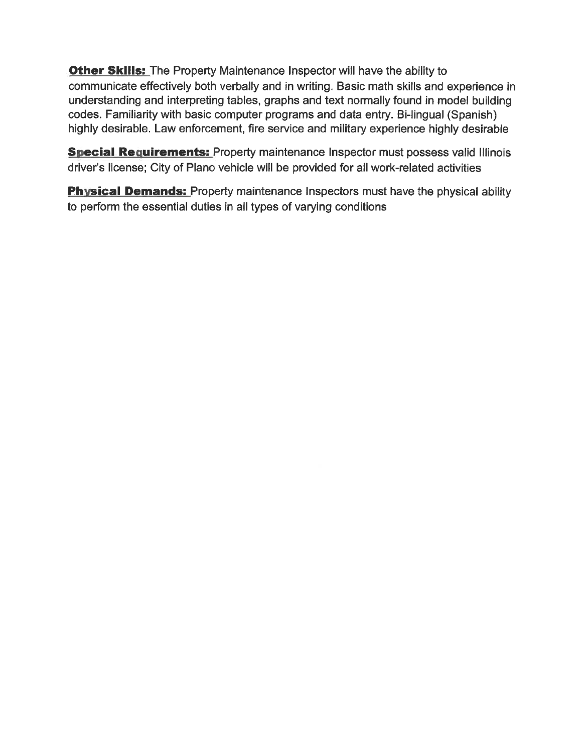**Other Skills:** The Property Maintenance Inspector will have the ability to communicate effectively both verbally and in writing. Basic math skills and experience in understanding and interpreting tables, graphs and text normally found in model building codes. Familiarity with basic computer programs and data entry. Bi-lingual (Spanish) highly desirable. Law enforcement, fire service and military experience highly desirable

**Special Requirements:** Property maintenance Inspector must possess valid Illinois driver's license; City of Plano vehicle will be provided for all work-related activities

**Physical Demands:** Property maintenance Inspectors must have the physical ability to perform the essential duties in all types of varying conditions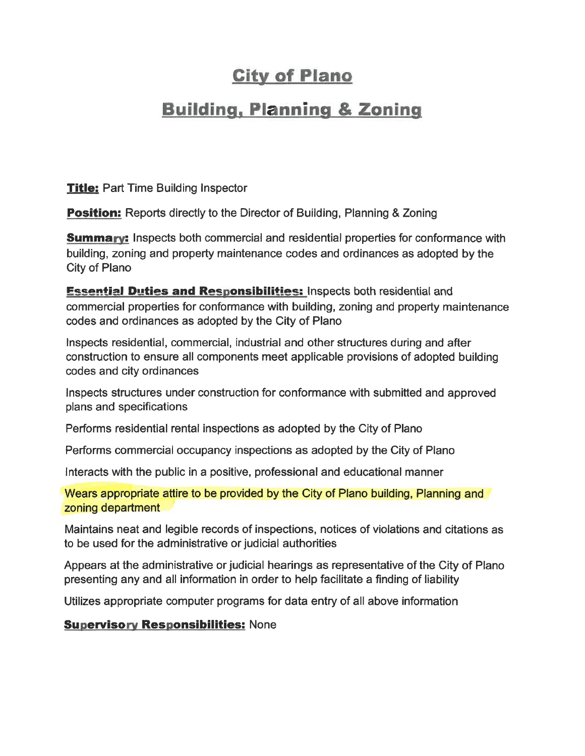# City of Plano

## Building, Planning & Zoning

**Title:** Part Time Building Inspector

**Position:** Reports directly to the Director of Building, Planning & Zoning

**Summary:** Inspects both commercial and residential properties for conformance with building, zoning and property maintenance codes and ordinances as adopted by the City of Plano

**Essential Duties and Responsibilities:** Inspects both residential and commercial properties for conformance with building, zoning and property maintenance codes and ordinances as adopted by the City of Plano

Inspects residential, commercial, industrial and other structures during and after construction to ensure all components meet applicable provisions of adopted building codes and city ordinances

Inspects structures under construction for conformance with submitted and approved plans and specifications

Performs residential rental inspections as adopted by the City of Plano

Performs commercial occupancy inspections as adopted by the City of Plano

Interacts with the public in a positive, professional and educational manner

Wears appropriate attire to be provided by the City of Plano building, Planning and zoning department

Maintains neat and legible records of inspections, notices of violations and citations as to be used for the administrative or judicial authorities

Appears at the administrative or judicial hearings as representative of the City of Plano presenting any and all information in order to help facilitate a finding of liability

Utilizes appropriate computer programs for data entry of all above information

**Supervisory Responsibilities:** None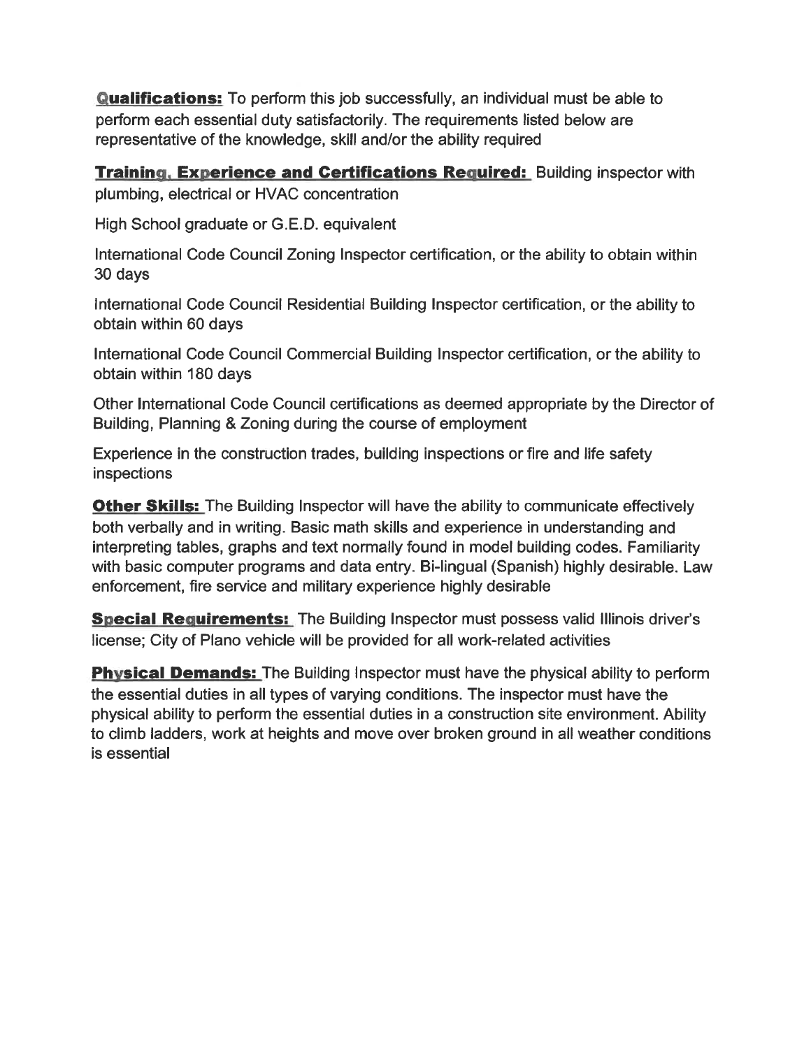**Qualifications:** To perform this job successfully, an individual must be able to perform each essential duty satisfactorily. The requirements listed below are representative of the knowledge, skill and/or the ability required

**Training, Experience and Certifications Required:** Building inspector with plumbing, electrical or HVAC concentration

High School graduate or G.E.D. equivalent

International Code Council Zoning Inspector certification, or the ability to obtain within 30 days

International Code Council Residential Building Inspector certification, or the ability to obtain within 60 days

International Code Council Commercial Building Inspector certification, or the ability to obtain within 180 days

Other International Code Council certifications as deemed appropriate by the Director of Building, Planning & Zoning during the course of employment

Experience in the construction trades, building inspections or fire and life safety inspections

**Other Skills:** The Building Inspector will have the ability to communicate effectively both verbally and in writing. Basic math skills and experience in understanding and interpreting tables, graphs and text normally found in model building codes. Familiarity with basic computer programs and data entry. Bi-lingual (Spanish) highly desirable. Law enforcement, fire service and military experience highly desirable

**Special Requirements:** The Building Inspector must possess valid Illinois driver's license; City of Plano vehicle will be provided for all work-related activities

**Physical Demands:** The Building Inspector must have the physical ability to perform the essential duties in all types of varying conditions. The inspector must have the physical ability to perform the essential duties in a construction site environment. Ability to climb ladders, work at heights and move over broken ground in all weather conditions is essential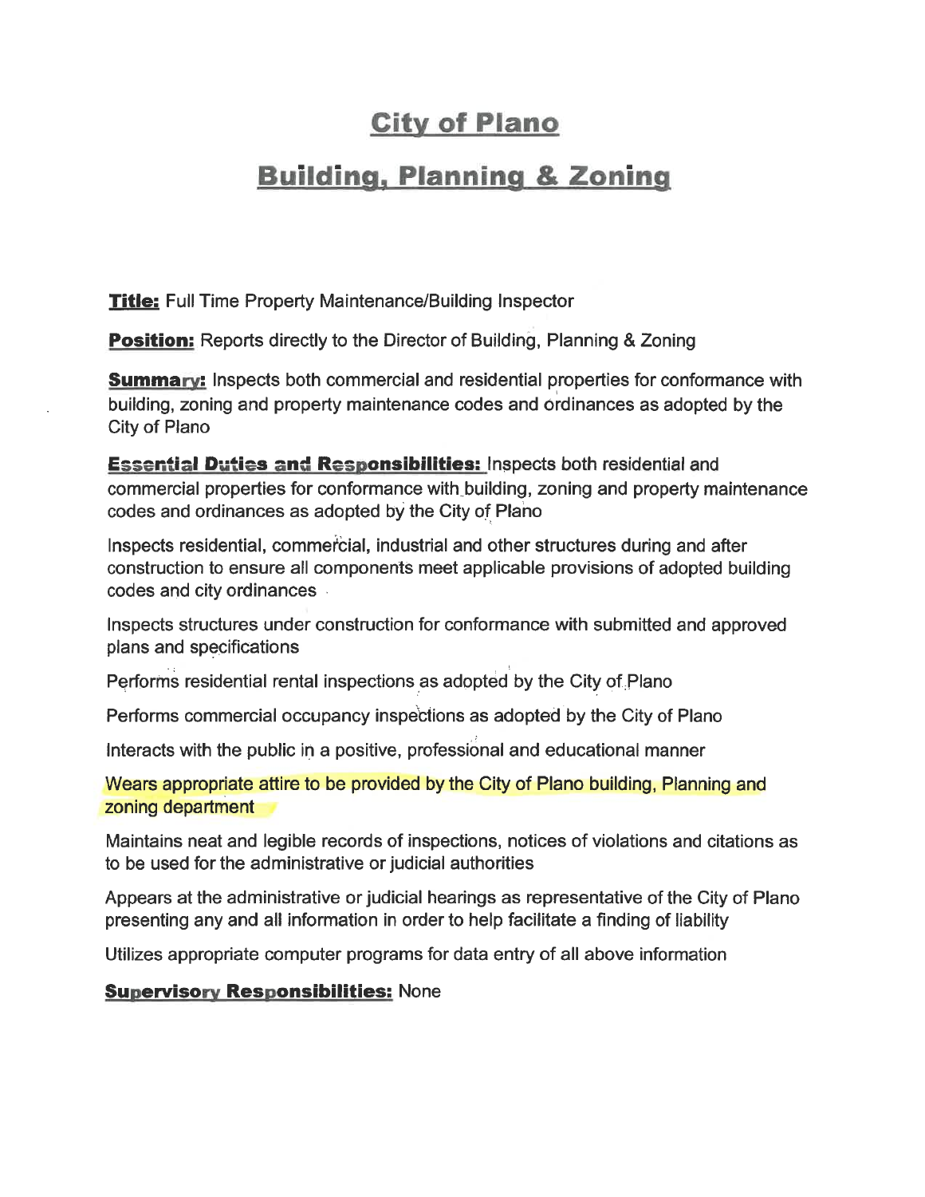# City of Plano

# Building, Planning & Zoning

**Title:** Full Time Property Maintenance/Building Inspector

**Position:** Reports directly to the Director of Building, Planning & Zoning

**Summary:** Inspects both commercial and residential properties for conformance with building, zoning and property maintenance codes and ordinances as adopted by the City of Plano

**Essential Duties and Responsibilities:** Inspects both residential and commercial properties for conformance with building, zoning and property maintenance codes and ordinances as adopted by the City of Plano

Inspects residential, commercial, industrial and other structures during and after construction to ensure all components meet applicable provisions of adopted building codes and city ordinances

Inspects structures under construction for conformance with submitted and approved plans and specifications

Performs residential rental inspections as adopted by the City of Plano

Performs commercial occupancy inspections as adopted by the City of Plano

Interacts with the public in a positive, professional and educational manner

Wears appropriate attire to be provided by the City of Plano building, Planning and zoning department

Maintains neat and legible records of inspections, notices of violations and citations as to be used for the administrative or judicial authorities

Appears at the administrative or judicial hearings as representative of the City of Plano presenting any and all information in order to help facilitate a finding of liability

Utilizes appropriate computer programs for data entry of all above information

**Supervisory Responsibilities:** None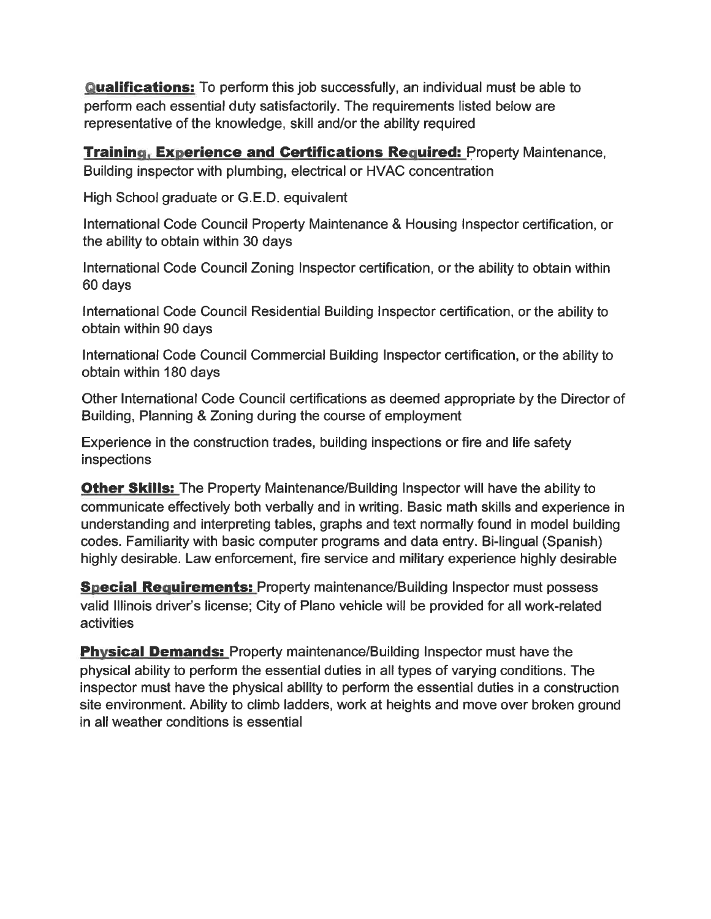**Qualifications:** To perform this job successfully, an individual must be able to perform each essential duty satisfactorily. The requirements listed below are representative of the knowledge, skill and/or the ability required

**Training, Experience and Certifications Required:** Property Maintenance, Building inspector with plumbing, electrical or HVAC concentration

High School graduate or G.E.D. equivalent

International Code Council Property Maintenance & Housing Inspector certification, or the ability to obtain within 30 days

International Code Council Zoning Inspector certification, or the ability to obtain within 60 days

International Code Council Residential Building Inspector certification, or the ability to obtain within 90 days

International Code Council Commercial Building Inspector certification, or the ability to obtain within 180 days

Other International Code Council certifications as deemed appropriate by the Director of Building, Planning & Zoning during the course of employment

Experience in the construction trades, building inspections or fire and life safety inspections

**Other Skills:** The Property Maintenance/Building Inspector will have the ability to communicate effectively both verbally and in writing. Basic math skills and experience in understanding and interpreting tables, graphs and text normally found in model building codes. Familiarity with basic computer programs and data entry. Bi-lingual (Spanish) highly desirable. Law enforcement, fire service and military experience highly desirable

**Special Requirements:** Property maintenance/Building Inspector must possess valid Illinois driver's license; City of Plano vehicle will be provided for all work-related activities

**Physical Demands:** Property maintenance/Building Inspector must have the physical ability to perform the essential duties in all types of varying conditions. The inspector must have the physical ability to perform the essential duties in a construction site environment. Ability to climb ladders, work at heights and move over broken ground in all weather conditions is essential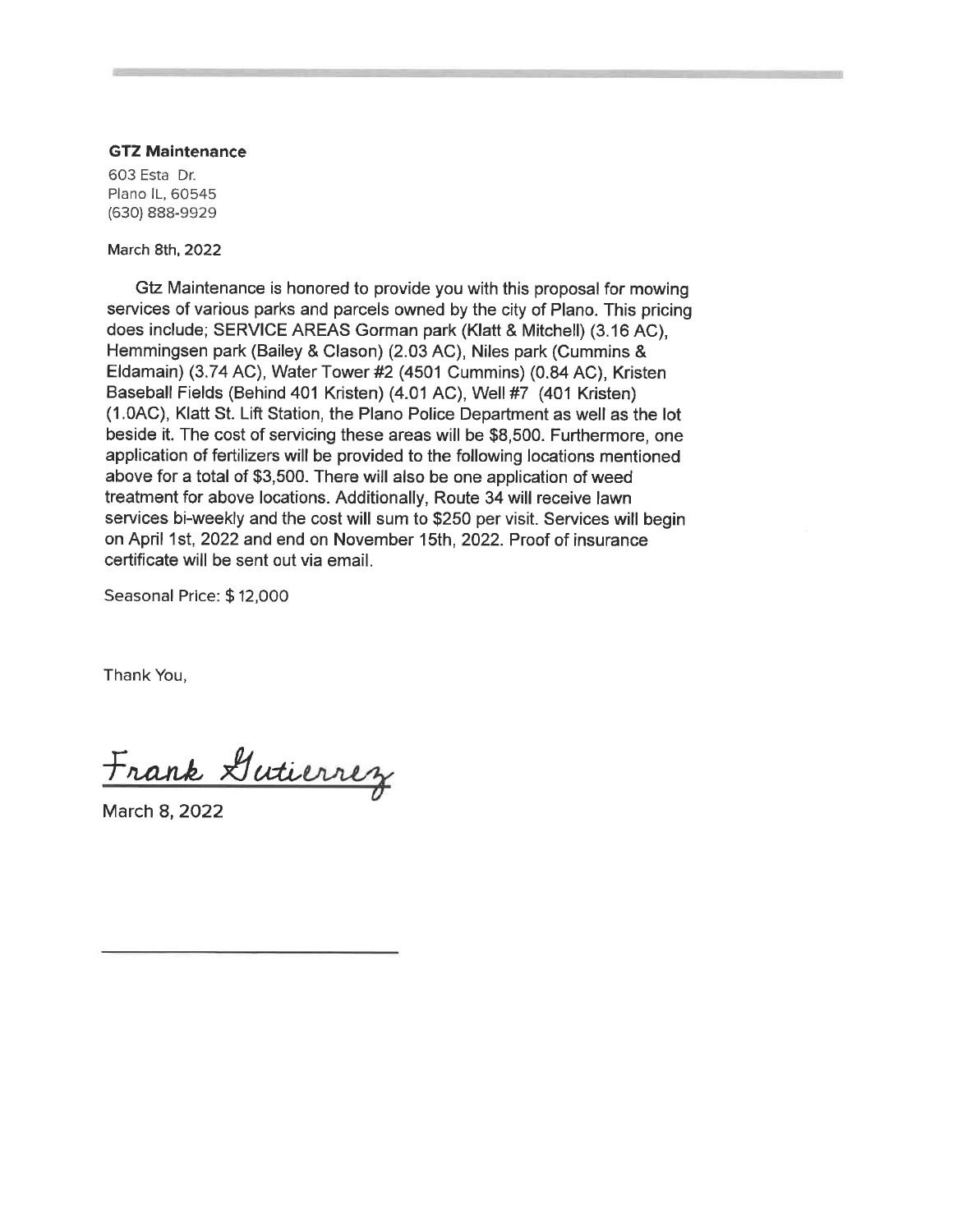**GTZ Maintenance**

603 Esta Dr.
Plano IL, 60545
(630) 888-9929

March 8th, 2022

Gtz Maintenance is honored to provide you with this proposal for mowing services of various parks and parcels owned by the city of Plano. This pricing does include; SERVICE AREAS Gorman park (Klatt & Mitchell) (3.16 AC), Hemmingsen park (Bailey & Clason) (2.03 AC), Niles park (Cummins & Eldamain) (3.74 AC), Water Tower #2 (4501 Cummins) (0.84 AC), Kristen Baseball Fields (Behind 401 Kristen) (4.01 AC), Well #7 (401 Kristen) (1.0AC), Klatt St. Lift Station, the Plano Police Department as well as the lot beside it. The cost of servicing these areas will be $8,500. Furthermore, one application of fertilizers will be provided to the following locations mentioned above for a total of $3,500. There will also be one application of weed treatment for above locations. Additionally, Route 34 will receive lawn services bi-weekly and the cost will sum to $250 per visit. Services will begin on April 1st, 2022 and end on November 15th, 2022. Proof of insurance certificate will be sent out via email.

Seasonal Price: $ 12,000

Thank You,

Frank Gutierrez

March 8, 2022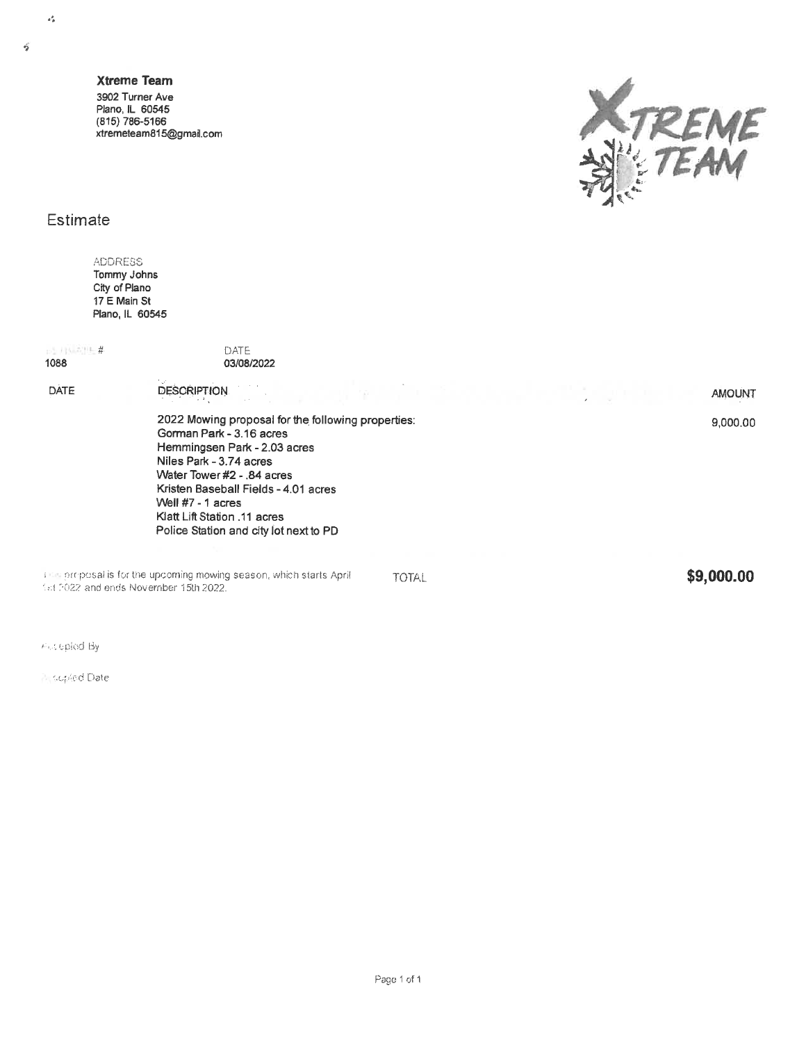**Xtreme Team**

3902 Turner Ave
Plano, IL 60545
(815) 786-5166
xtremeteam815@gmail.com

# Estimate

ADDRESS
Tommy Johns
City of Plano
17 E Main St
Plano, IL 60545

| ESTIMATE # | DATE |
|---|---|
| 1088 | 03/08/2022 |

| DATE | DESCRIPTION | AMOUNT |
|---|---|---|
| | 2022 Mowing proposal for the following properties:<br>Gorman Park - 3.16 acres<br>Hemmingsen Park - 2.03 acres<br>Niles Park - 3.74 acres<br>Water Tower #2 - .84 acres<br>Kristen Baseball Fields - 4.01 acres<br>Well #7 - 1 acres<br>Klatt Lift Station .11 acres<br>Police Station and city lot next to PD | 9,000.00 |

This proposal is for the upcoming mowing season, which starts April 1st 2022 and ends November 15th 2022.

**TOTAL $9,000.00**

Accepted By

Accepted Date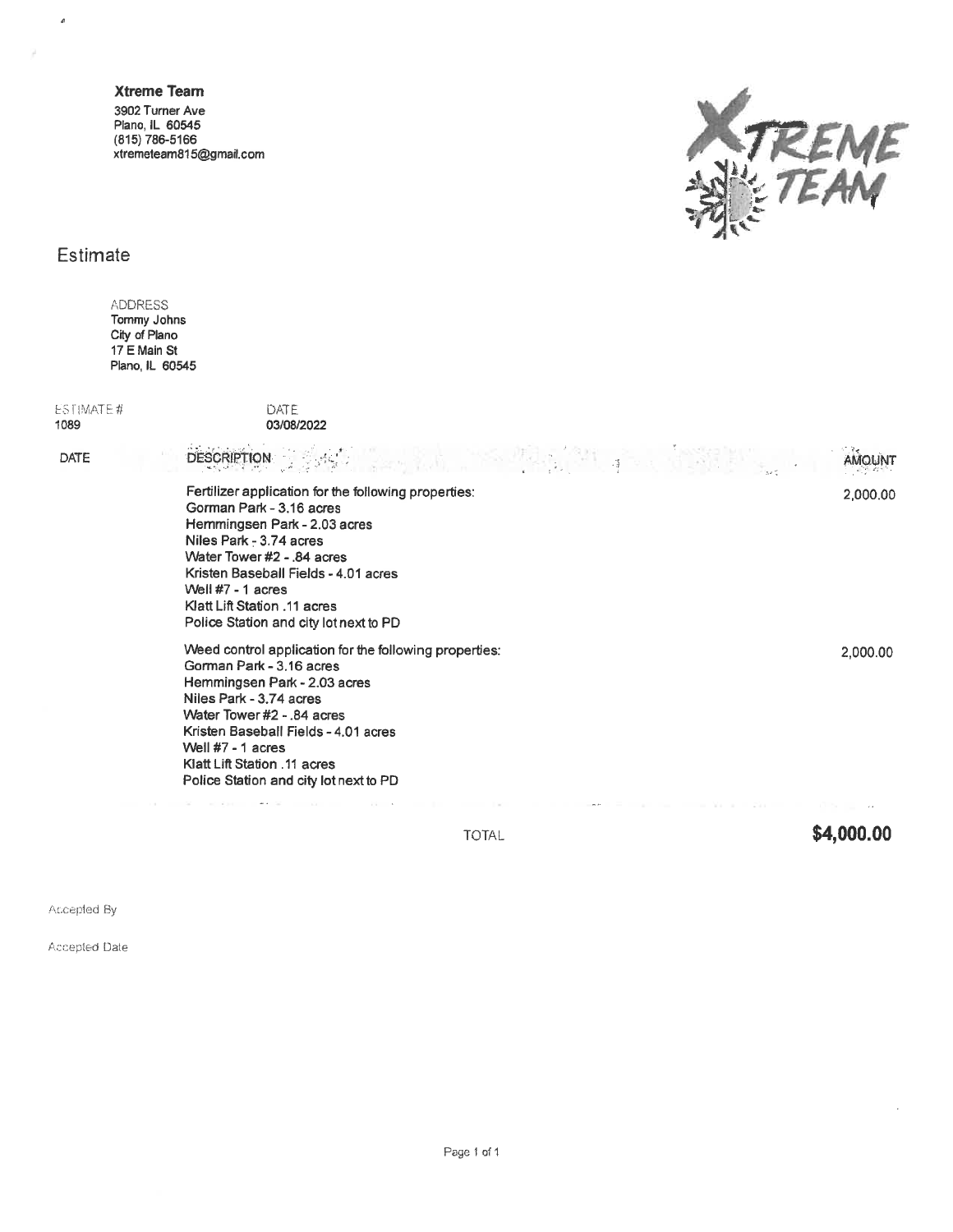**Xtreme Team**
3902 Turner Ave
Plano, IL 60545
(815) 786-5166
xtremeteam815@gmail.com

XTREME TEAM

## Estimate

ADDRESS
Tommy Johns
City of Plano
17 E Main St
Plano, IL 60545

| ESTIMATE # | DATE |
|---|---|
| 1089 | 03/08/2022 |

| DATE | DESCRIPTION | AMOUNT |
|---|---|---|
| | Fertilizer application for the following properties:<br>Gorman Park - 3.16 acres<br>Hemmingsen Park - 2.03 acres<br>Niles Park - 3.74 acres<br>Water Tower #2 - .84 acres<br>Kristen Baseball Fields - 4.01 acres<br>Well #7 - 1 acres<br>Klatt Lift Station .11 acres<br>Police Station and city lot next to PD | 2,000.00 |
| | Weed control application for the following properties:<br>Gorman Park - 3.16 acres<br>Hemmingsen Park - 2.03 acres<br>Niles Park - 3.74 acres<br>Water Tower #2 - .84 acres<br>Kristen Baseball Fields - 4.01 acres<br>Well #7 - 1 acres<br>Klatt Lift Station .11 acres<br>Police Station and city lot next to PD | 2,000.00 |

TOTAL **$4,000.00**

Accepted By

Accepted Date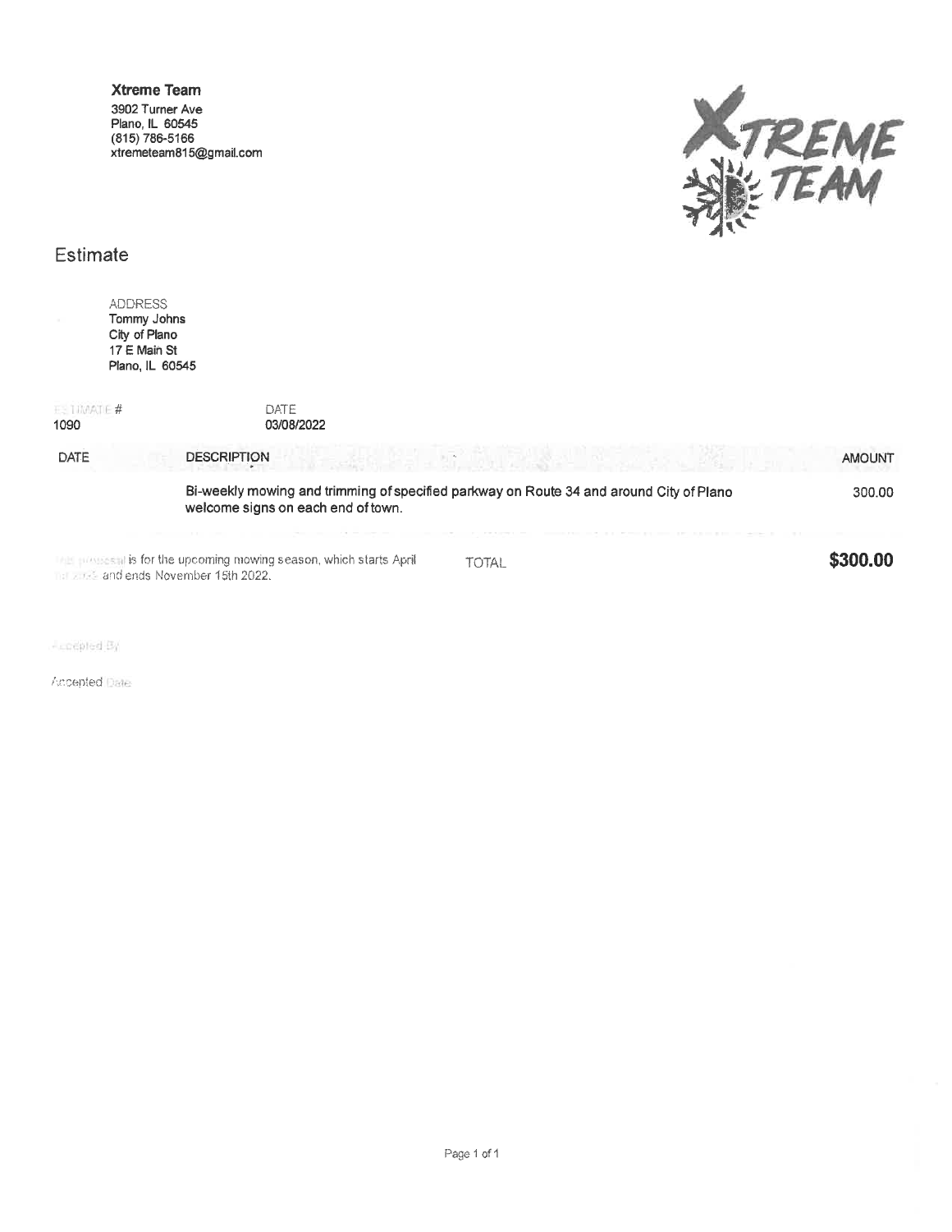**Xtreme Team**
3902 Turner Ave
Plano, IL 60545
(815) 786-5166
xtremeteam815@gmail.com

# Estimate

ADDRESS
Tommy Johns
City of Plano
17 E Main St
Plano, IL 60545

| ESTIMATE # | DATE |
|---|---|
| 1090 | 03/08/2022 |

| DATE | DESCRIPTION | AMOUNT |
|---|---|---|
| | Bi-weekly mowing and trimming of specified parkway on Route 34 and around City of Plano welcome signs on each end of town. | 300.00 |

This proposal is for the upcoming mowing season, which starts April 1st 2022 and ends November 15th 2022.

TOTAL **$300.00**

Accepted By

Accepted Date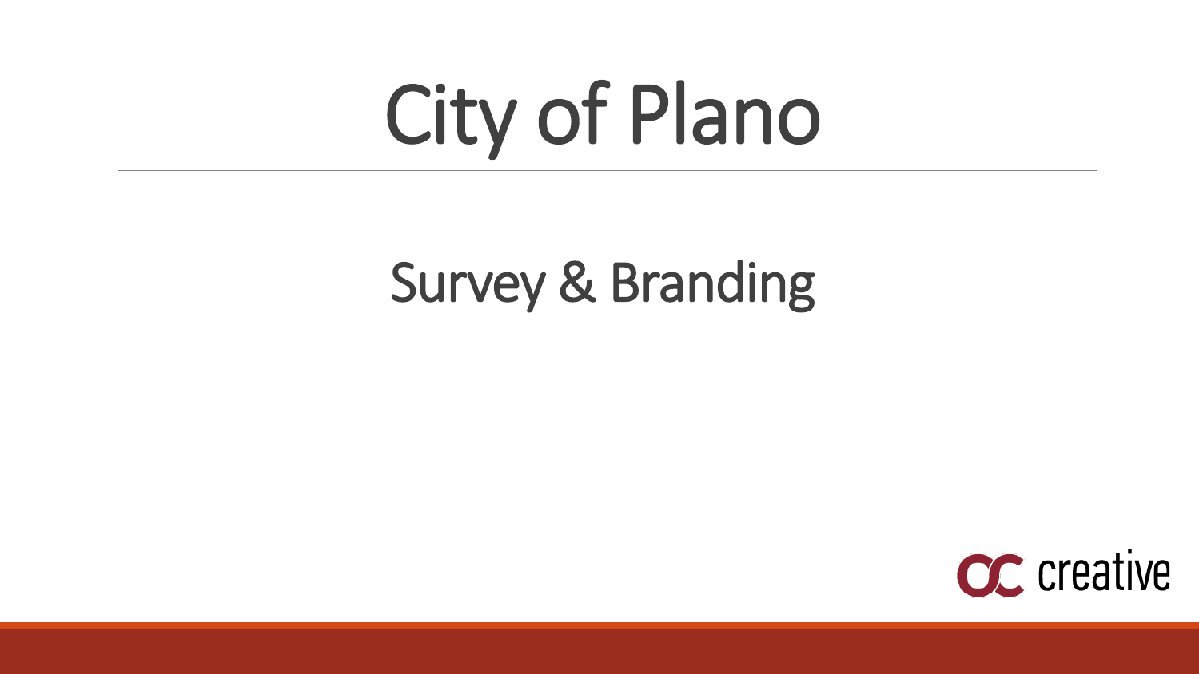# City of Plano

## Survey & Branding

OC creative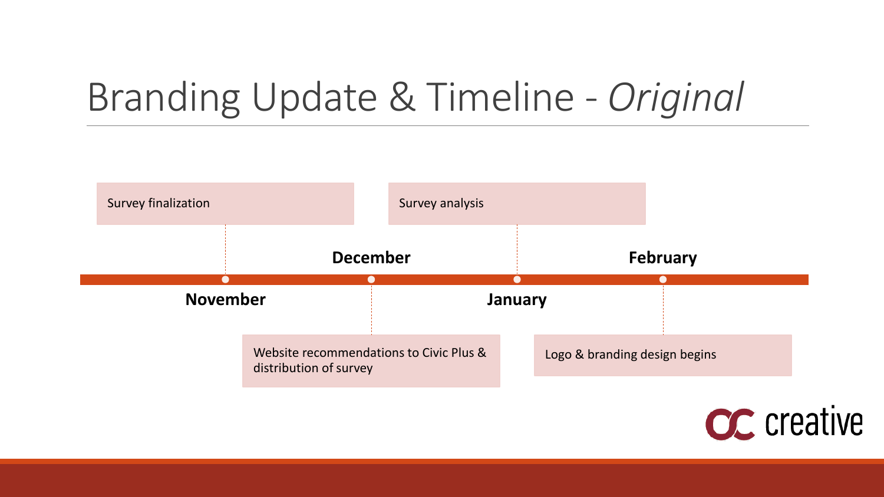# Branding Update & Timeline - *Original*

- **November**: Survey finalization
- **December**: Website recommendations to Civic Plus & distribution of survey
- **January**: Survey analysis
- **February**: Logo & branding design begins

creative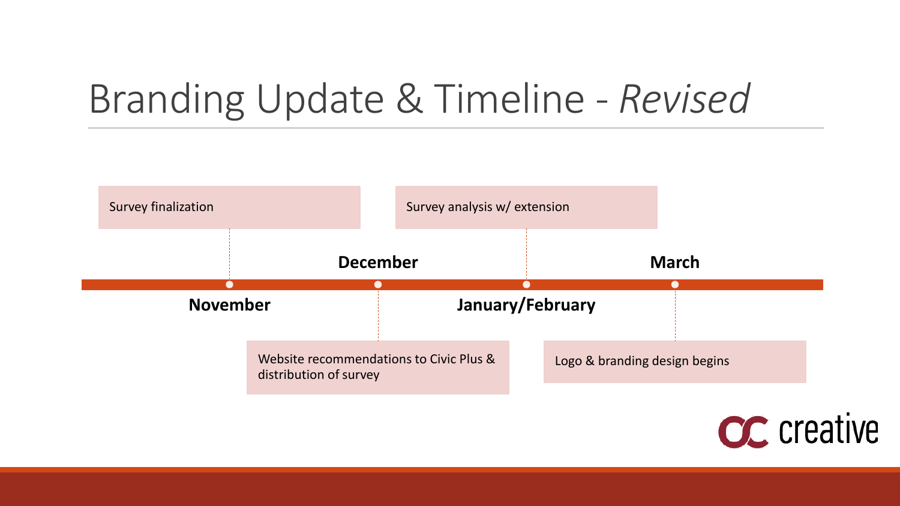# Branding Update & Timeline - *Revised*

- **November**: Survey finalization
- **December**: Website recommendations to Civic Plus & distribution of survey
- **January/February**: Survey analysis w/ extension
- **March**: Logo & branding design begins

OC creative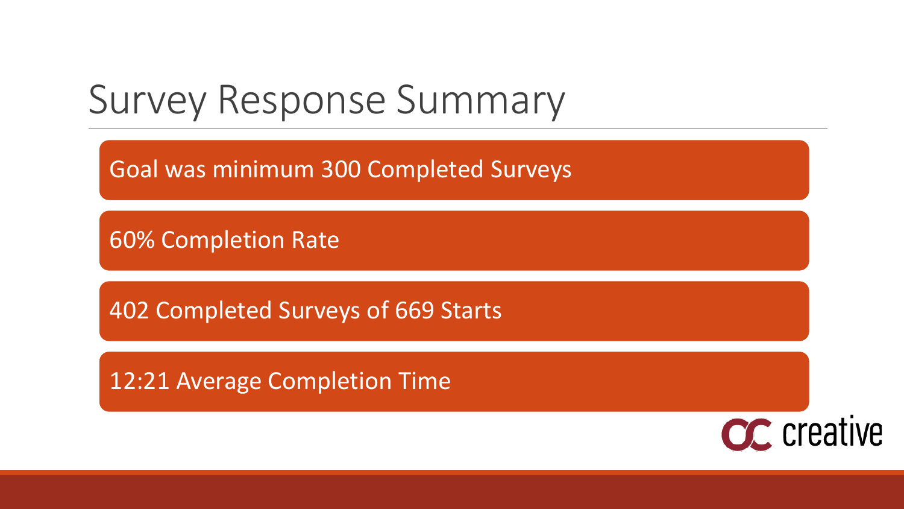# Survey Response Summary

- Goal was minimum 300 Completed Surveys
- 60% Completion Rate
- 402 Completed Surveys of 669 Starts
- 12:21 Average Completion Time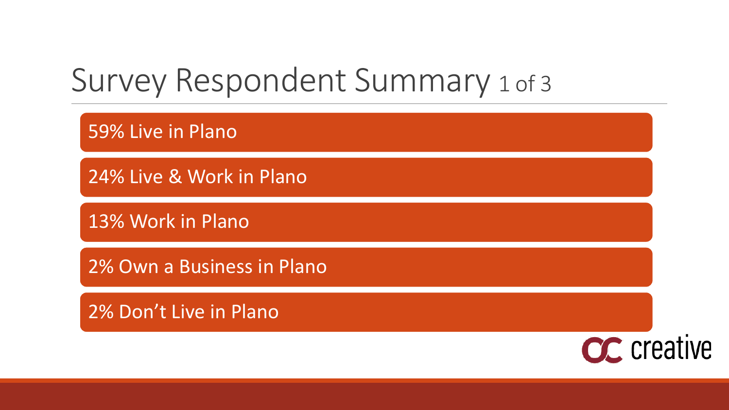# Survey Respondent Summary 1 of 3

- 59% Live in Plano
- 24% Live & Work in Plano
- 13% Work in Plano
- 2% Own a Business in Plano
- 2% Don't Live in Plano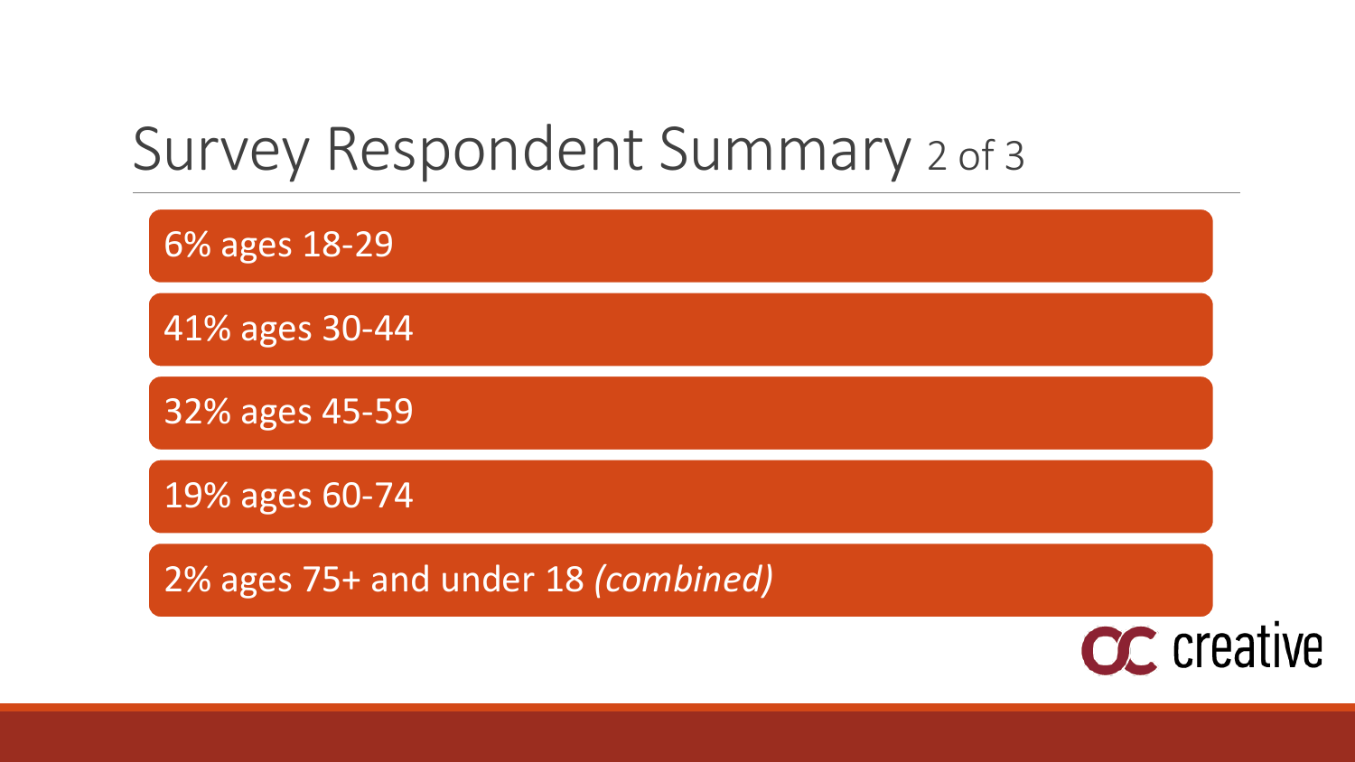# Survey Respondent Summary 2 of 3

- 6% ages 18-29
- 41% ages 30-44
- 32% ages 45-59
- 19% ages 60-74
- 2% ages 75+ and under 18 *(combined)*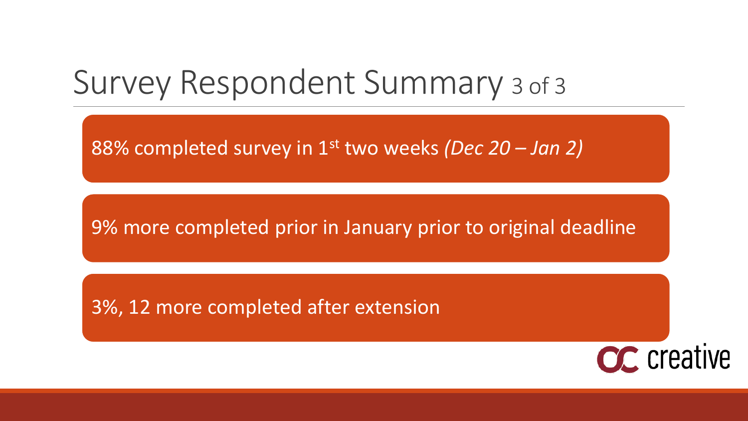# Survey Respondent Summary 3 of 3

88% completed survey in 1st two weeks *(Dec 20 – Jan 2)*

9% more completed prior in January prior to original deadline

3%, 12 more completed after extension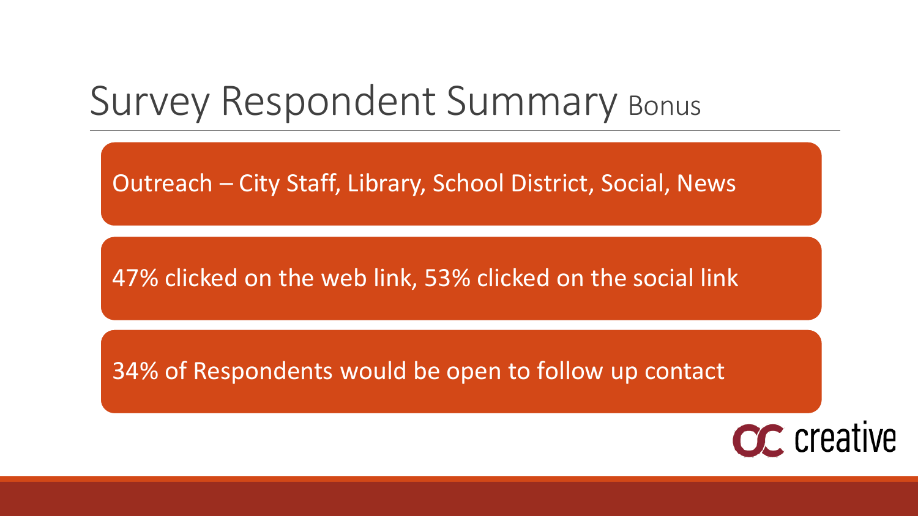# Survey Respondent Summary Bonus

- Outreach – City Staff, Library, School District, Social, News
- 47% clicked on the web link, 53% clicked on the social link
- 34% of Respondents would be open to follow up contact

OC creative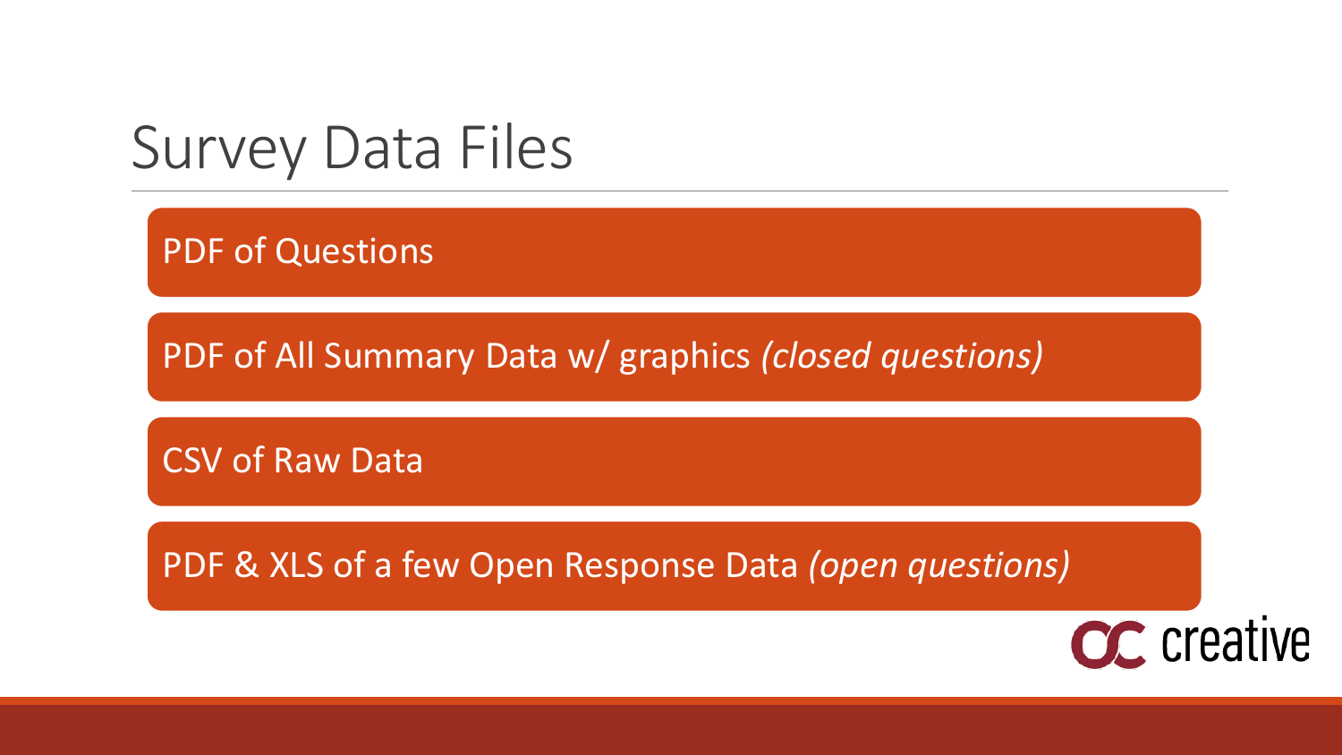# Survey Data Files

- PDF of Questions
- PDF of All Summary Data w/ graphics *(closed questions)*
- CSV of Raw Data
- PDF & XLS of a few Open Response Data *(open questions)*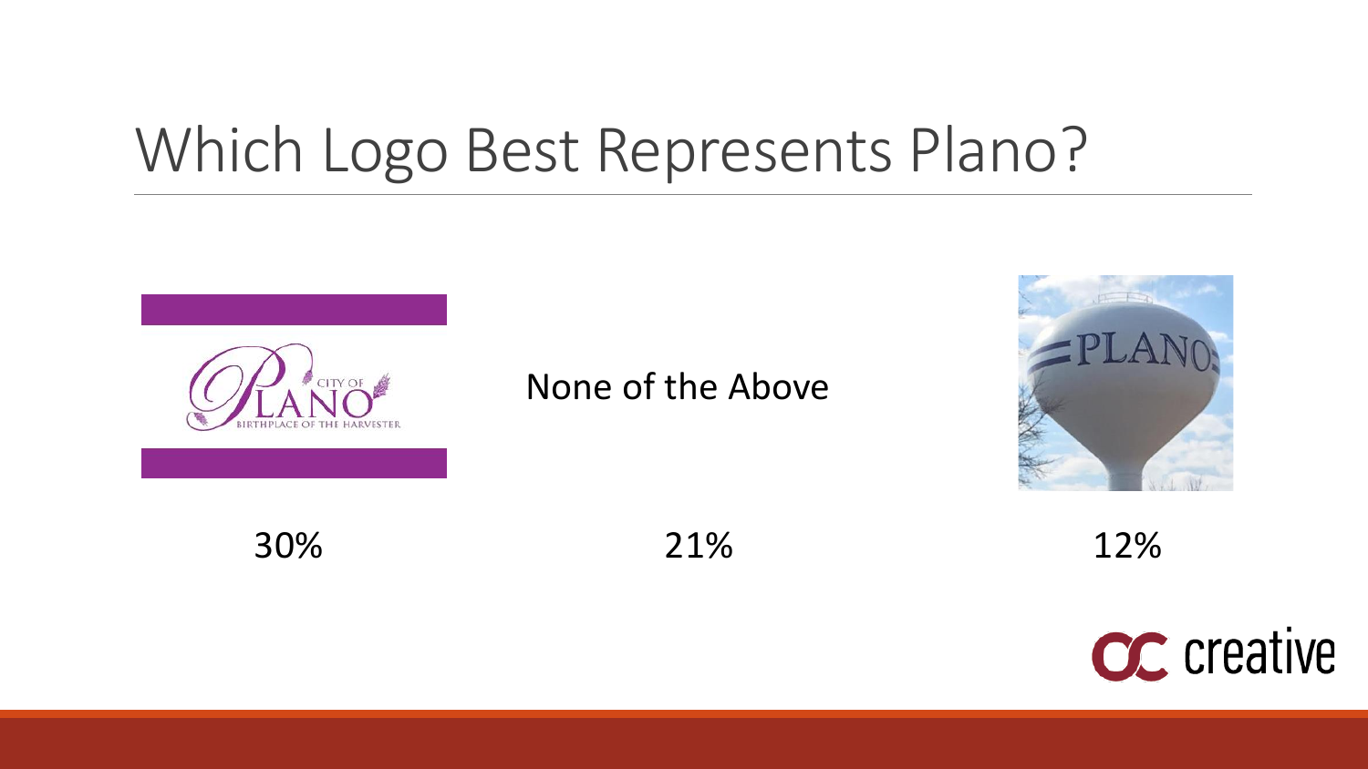# Which Logo Best Represents Plano?

| | | |
|---|---|---|
| CITY OF PLANO BIRTHPLACE OF THE HARVESTER | None of the Above | PLANO |
| 30% | 21% | 12% |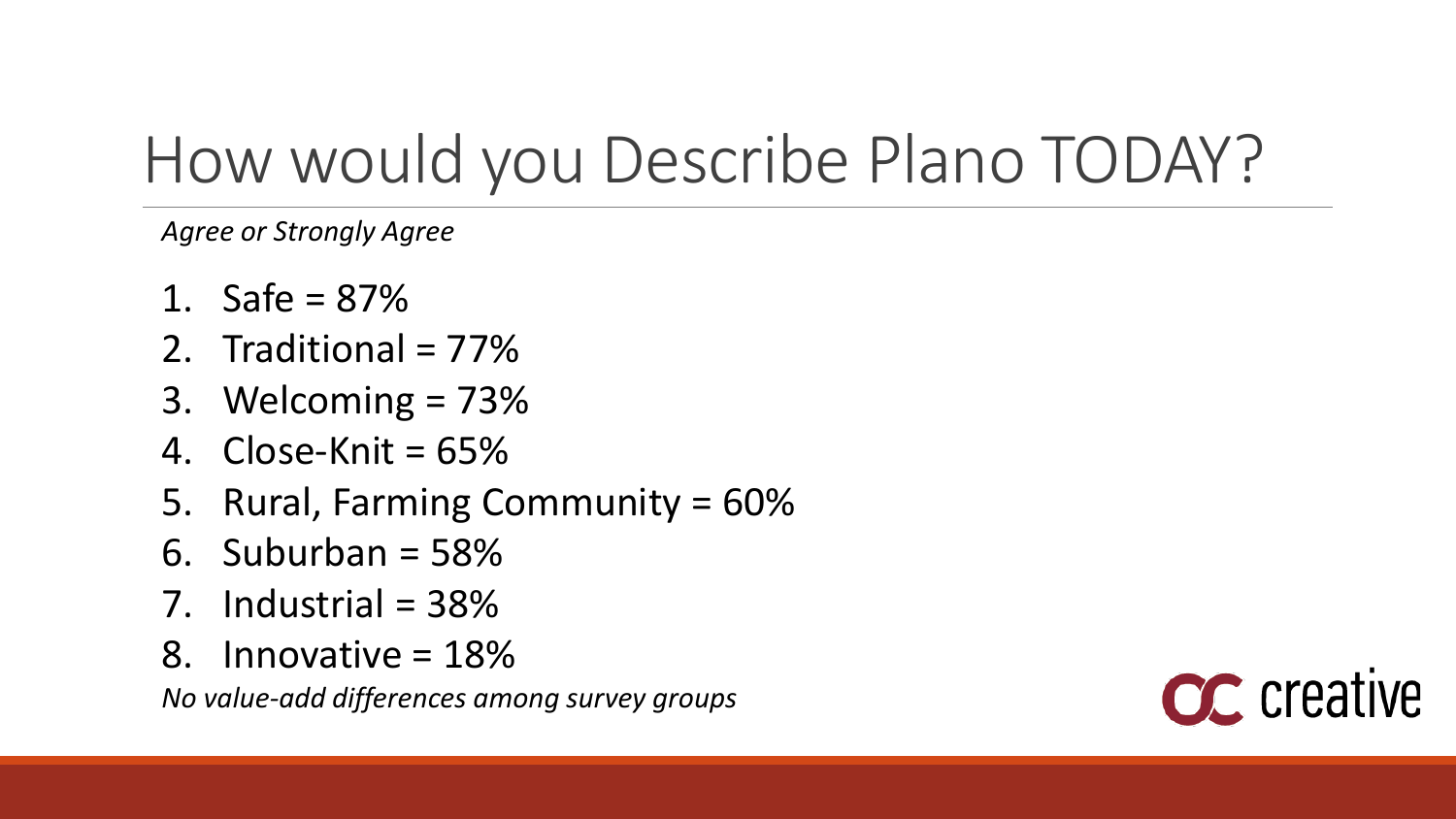# How would you Describe Plano TODAY?

*Agree or Strongly Agree*

1. Safe = 87%
2. Traditional = 77%
3. Welcoming = 73%
4. Close-Knit = 65%
5. Rural, Farming Community = 60%
6. Suburban = 58%
7. Industrial = 38%
8. Innovative = 18%

*No value-add differences among survey groups*

CC creative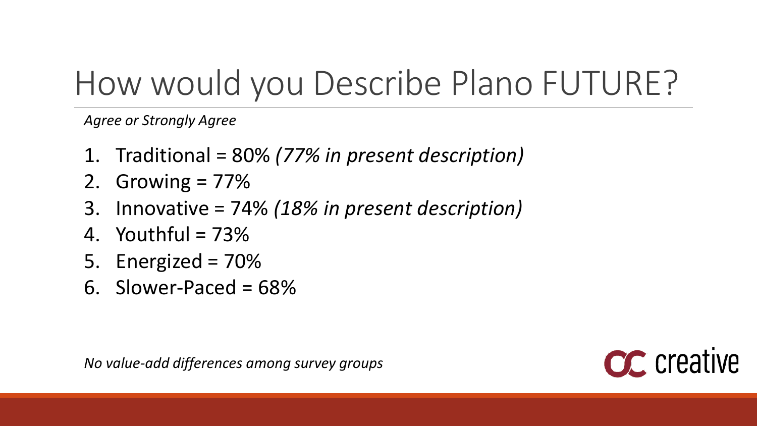# How would you Describe Plano FUTURE?

*Agree or Strongly Agree*

1. Traditional = 80% *(77% in present description)*
2. Growing = 77%
3. Innovative = 74% *(18% in present description)*
4. Youthful = 73%
5. Energized = 70%
6. Slower-Paced = 68%

*No value-add differences among survey groups*

CC creative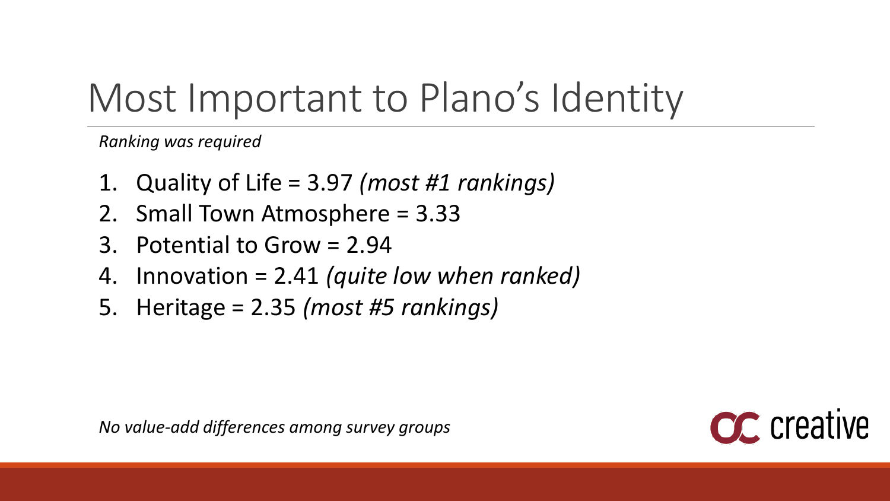# Most Important to Plano's Identity

*Ranking was required*

1. Quality of Life = 3.97 *(most #1 rankings)*
2. Small Town Atmosphere = 3.33
3. Potential to Grow = 2.94
4. Innovation = 2.41 *(quite low when ranked)*
5. Heritage = 2.35 *(most #5 rankings)*

*No value-add differences among survey groups*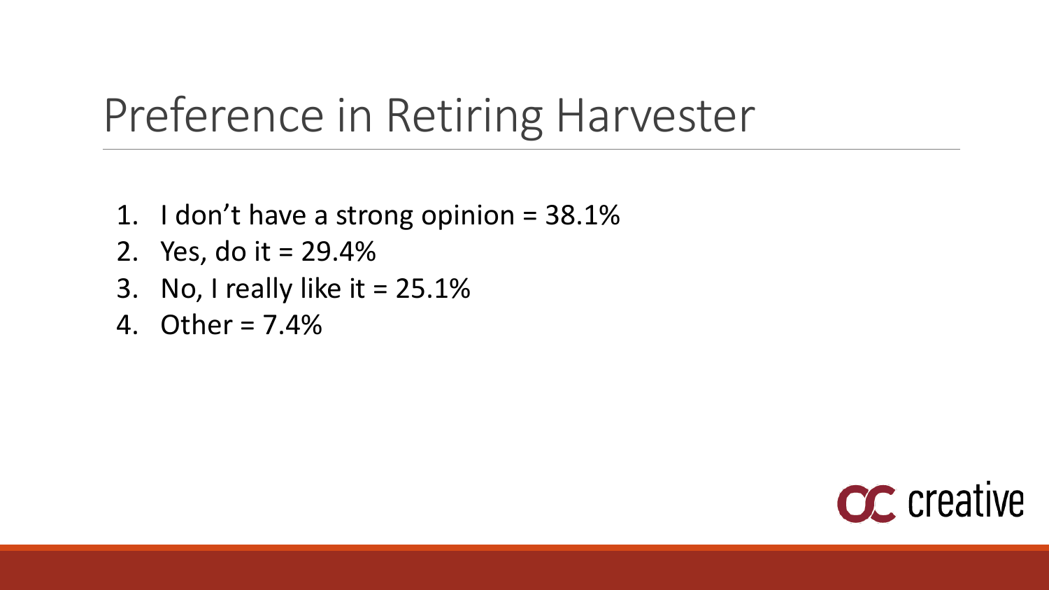# Preference in Retiring Harvester

1. I don't have a strong opinion = 38.1%
2. Yes, do it = 29.4%
3. No, I really like it = 25.1%
4. Other = 7.4%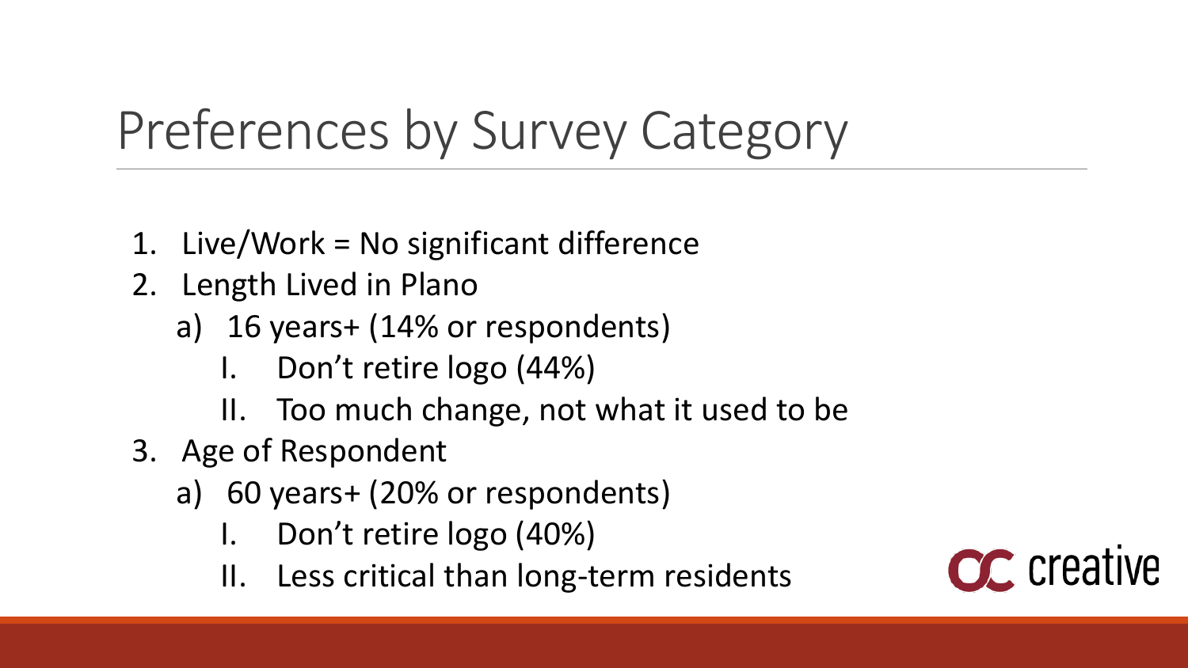# Preferences by Survey Category

1. Live/Work = No significant difference
2. Length Lived in Plano
   a) 16 years+ (14% or respondents)
      I. Don't retire logo (44%)
      II. Too much change, not what it used to be
3. Age of Respondent
   a) 60 years+ (20% or respondents)
      I. Don't retire logo (40%)
      II. Less critical than long-term residents

CC creative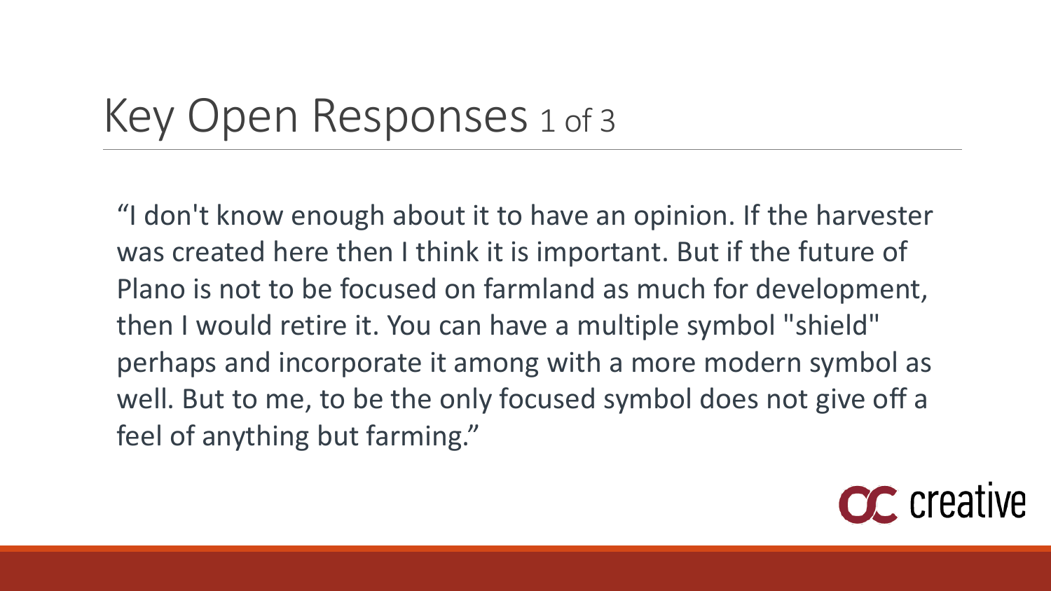# Key Open Responses 1 of 3

“I don't know enough about it to have an opinion. If the harvester was created here then I think it is important. But if the future of Plano is not to be focused on farmland as much for development, then I would retire it. You can have a multiple symbol "shield" perhaps and incorporate it among with a more modern symbol as well. But to me, to be the only focused symbol does not give off a feel of anything but farming.”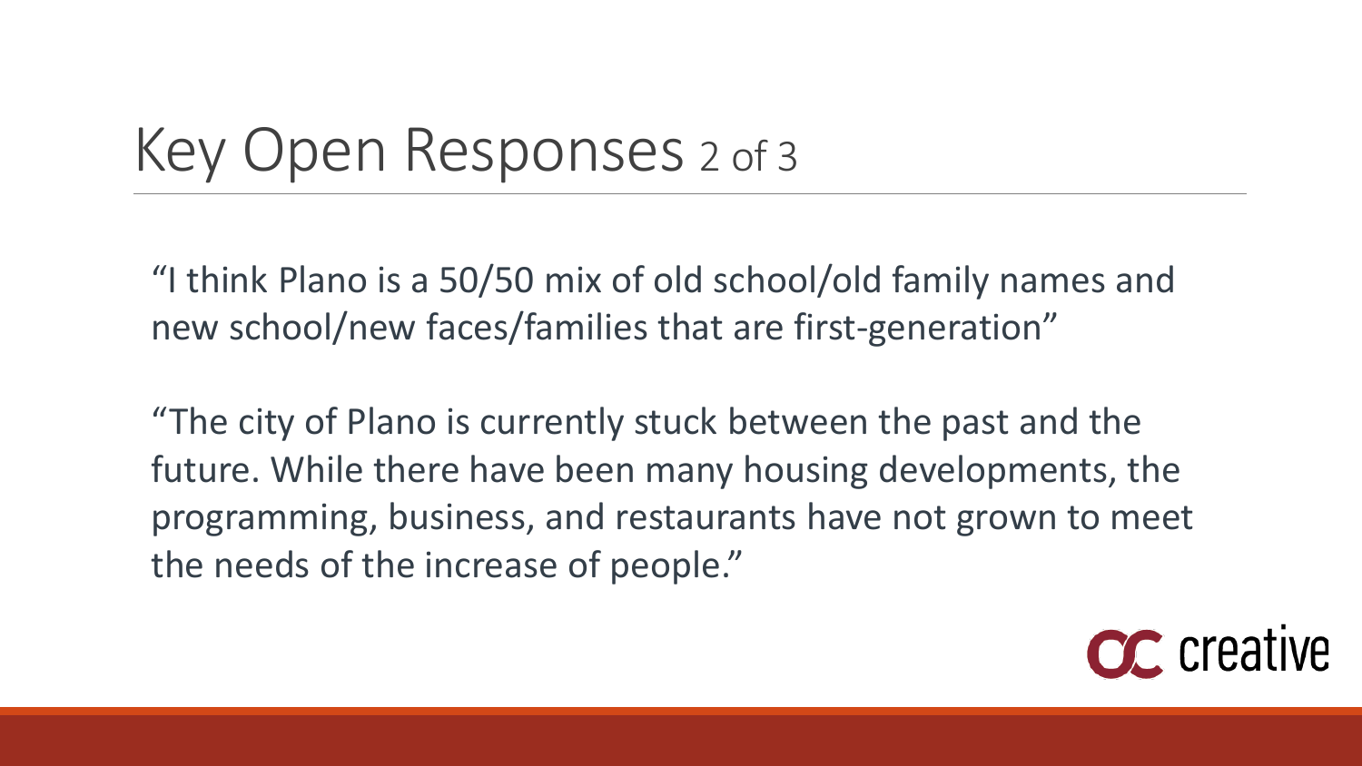# Key Open Responses 2 of 3

"I think Plano is a 50/50 mix of old school/old family names and new school/new faces/families that are first-generation"

"The city of Plano is currently stuck between the past and the future. While there have been many housing developments, the programming, business, and restaurants have not grown to meet the needs of the increase of people."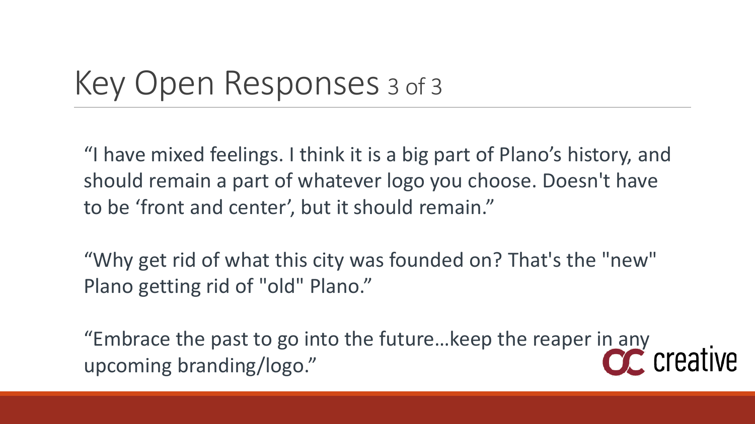# Key Open Responses 3 of 3

"I have mixed feelings. I think it is a big part of Plano's history, and should remain a part of whatever logo you choose. Doesn't have to be 'front and center', but it should remain."

"Why get rid of what this city was founded on? That's the "new" Plano getting rid of "old" Plano."

"Embrace the past to go into the future…keep the reaper in any upcoming branding/logo."

CC creative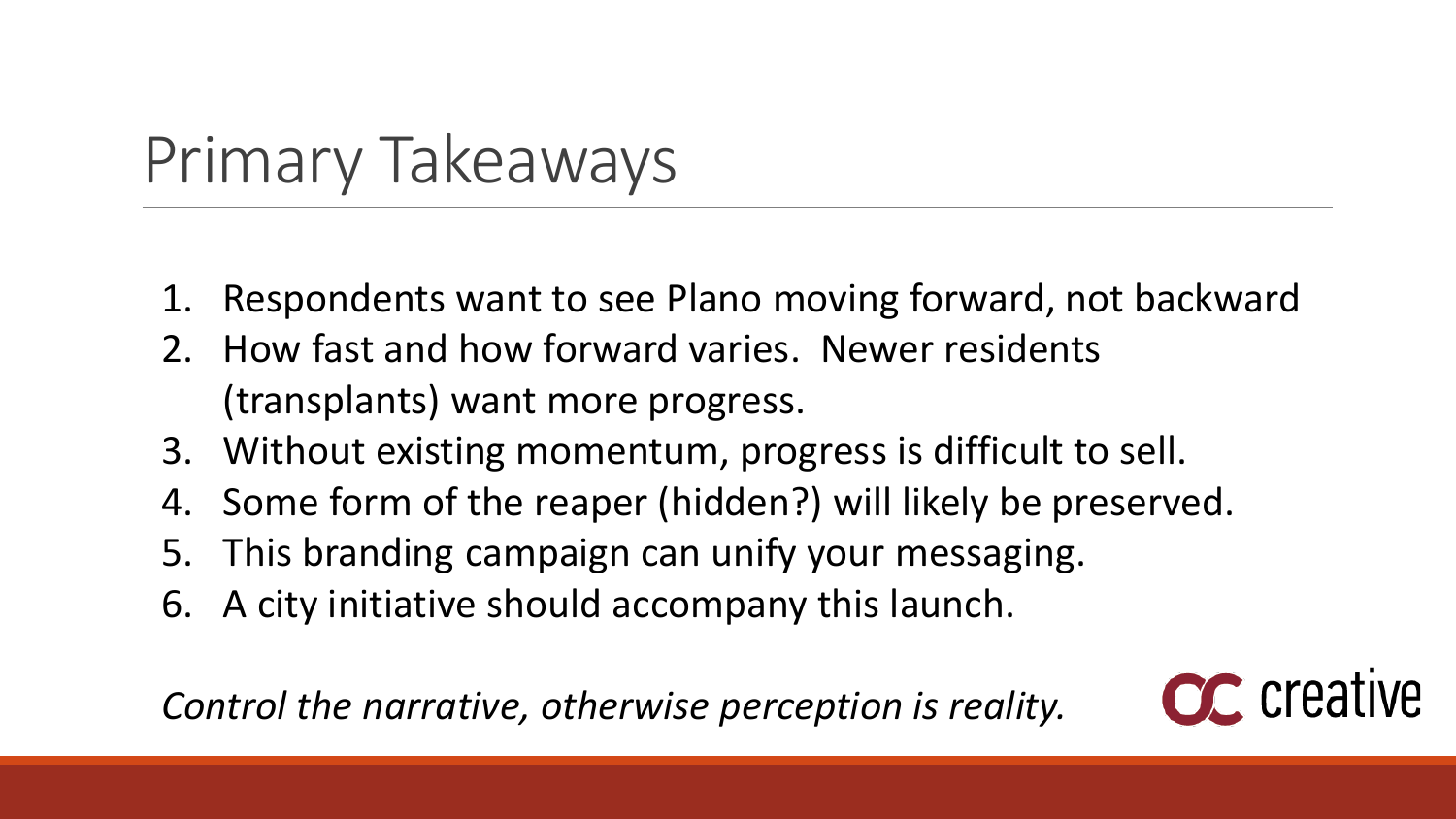# Primary Takeaways

1. Respondents want to see Plano moving forward, not backward
2. How fast and how forward varies. Newer residents (transplants) want more progress.
3. Without existing momentum, progress is difficult to sell.
4. Some form of the reaper (hidden?) will likely be preserved.
5. This branding campaign can unify your messaging.
6. A city initiative should accompany this launch.

*Control the narrative, otherwise perception is reality.*

CC creative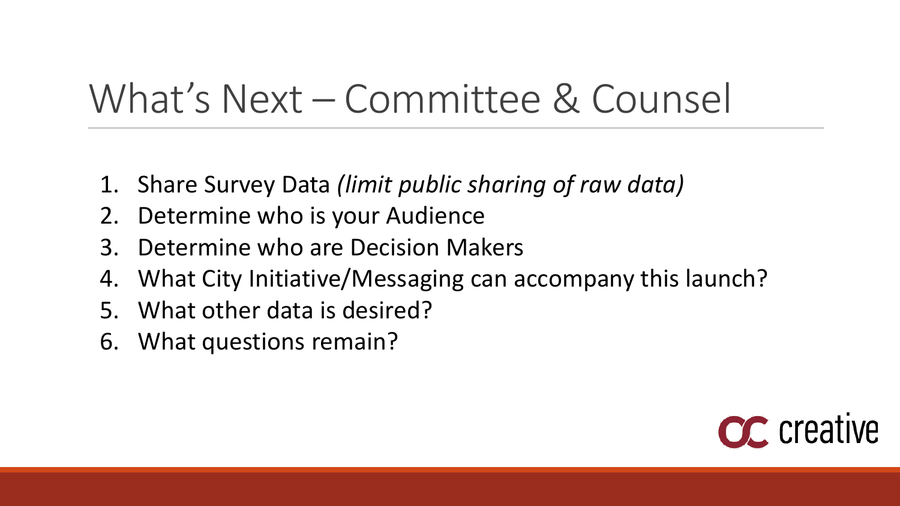# What's Next – Committee & Counsel

1. Share Survey Data *(limit public sharing of raw data)*
2. Determine who is your Audience
3. Determine who are Decision Makers
4. What City Initiative/Messaging can accompany this launch?
5. What other data is desired?
6. What questions remain?

CC creative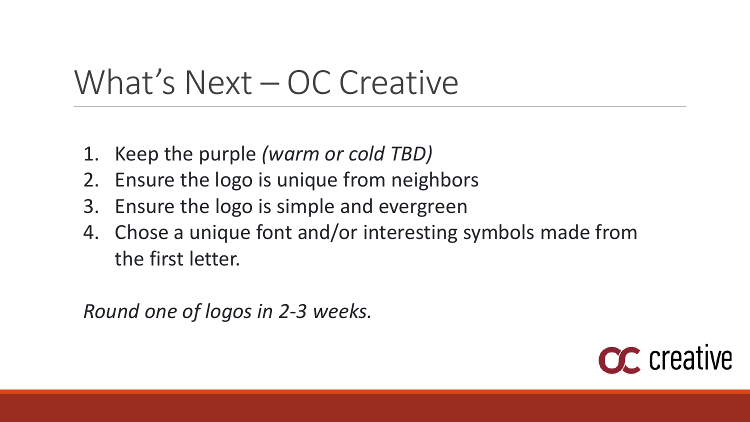# What's Next – OC Creative

1. Keep the purple *(warm or cold TBD)*
2. Ensure the logo is unique from neighbors
3. Ensure the logo is simple and evergreen
4. Chose a unique font and/or interesting symbols made from the first letter.

*Round one of logos in 2-3 weeks.*

OC creative